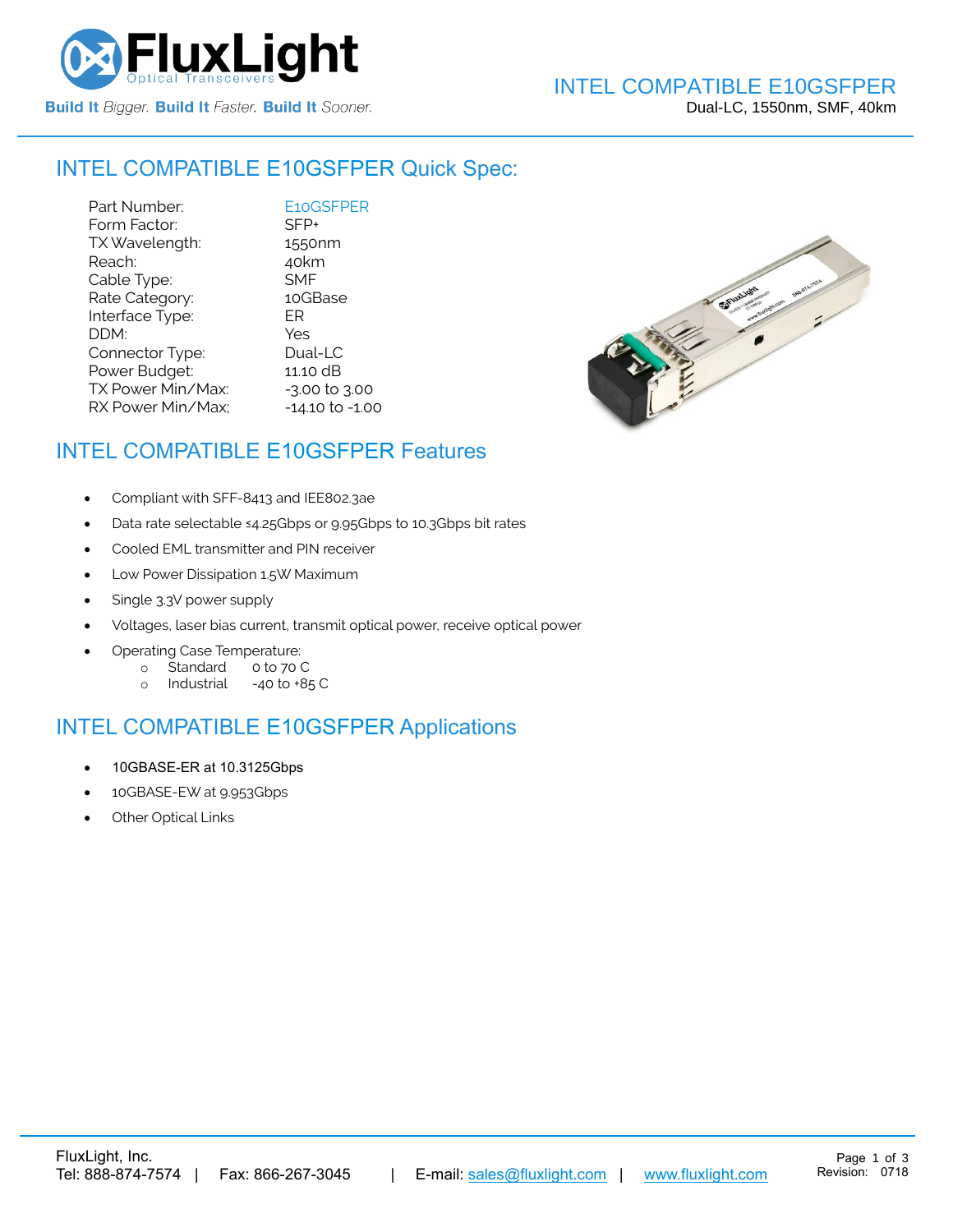# INTEL COMPATIBLE E10GSFPER

Dual-LC, 1550nm, SMF, 40km

## INTEL COMPATIBLE E10GSFPER Quick Spec:

| | |
|---|---|
| Part Number: | E10GSFPER |
| Form Factor: | SFP+ |
| TX Wavelength: | 1550nm |
| Reach: | 40km |
| Cable Type: | SMF |
| Rate Category: | 10GBase |
| Interface Type: | ER |
| DDM: | Yes |
| Connector Type: | Dual-LC |
| Power Budget: | 11.10 dB |
| TX Power Min/Max: | -3.00 to 3.00 |
| RX Power Min/Max; | -14.10 to -1.00 |

## INTEL COMPATIBLE E10GSFPER Features

- Compliant with SFF-8413 and IEE802.3ae
- Data rate selectable ≤4.25Gbps or 9.95Gbps to 10.3Gbps bit rates
- Cooled EML transmitter and PIN receiver
- Low Power Dissipation 1.5W Maximum
- Single 3.3V power supply
- Voltages, laser bias current, transmit optical power, receive optical power
- Operating Case Temperature:
  - Standard 0 to 70 C
  - Industrial -40 to +85 C

## INTEL COMPATIBLE E10GSFPER Applications

- 10GBASE-ER at 10.3125Gbps
- 10GBASE-EW at 9.953Gbps
- Other Optical Links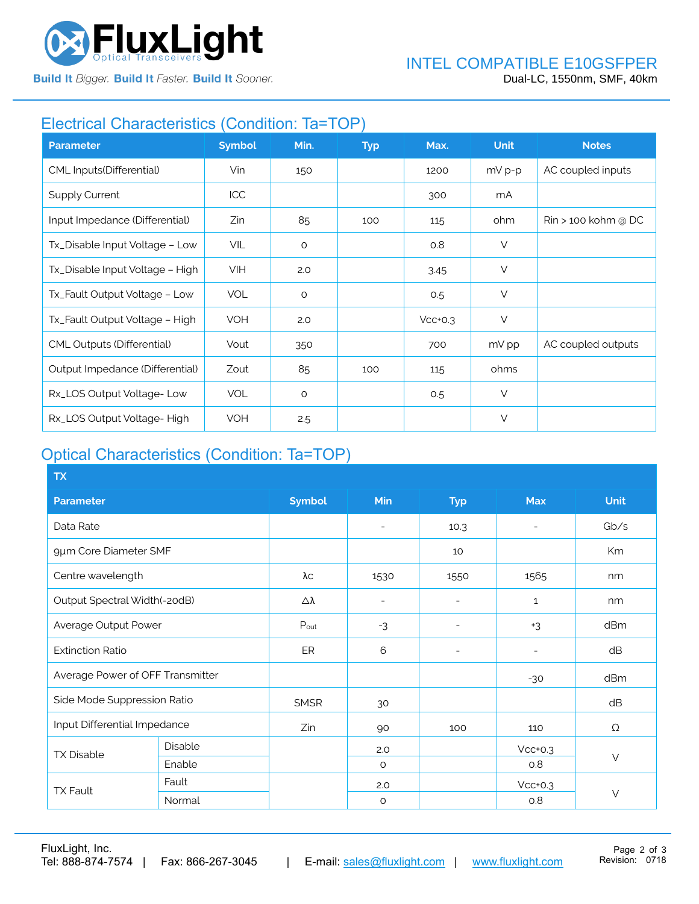## Electrical Characteristics (Condition: Ta=TOP)

| Parameter | Symbol | Min. | Typ | Max. | Unit | Notes |
|---|---|---|---|---|---|---|
| CML Inputs(Differential) | Vin | 150 | | 1200 | mV p-p | AC coupled inputs |
| Supply Current | ICC | | | 300 | mA | |
| Input Impedance (Differential) | Zin | 85 | 100 | 115 | ohm | Rin > 100 kohm @ DC |
| Tx_Disable Input Voltage – Low | VIL | 0 | | 0.8 | V | |
| Tx_Disable Input Voltage – High | VIH | 2.0 | | 3.45 | V | |
| Tx_Fault Output Voltage – Low | VOL | 0 | | 0.5 | V | |
| Tx_Fault Output Voltage – High | VOH | 2.0 | | Vcc+0.3 | V | |
| CML Outputs (Differential) | Vout | 350 | | 700 | mV pp | AC coupled outputs |
| Output Impedance (Differential) | Zout | 85 | 100 | 115 | ohms | |
| Rx_LOS Output Voltage- Low | VOL | 0 | | 0.5 | V | |
| Rx_LOS Output Voltage- High | VOH | 2.5 | | | V | |

## Optical Characteristics (Condition: Ta=TOP)

| TX | | | | | | |
|---|---|---|---|---|---|---|
| **Parameter** | | **Symbol** | **Min** | **Typ** | **Max** | **Unit** |
| Data Rate | | | - | 10.3 | - | Gb/s |
| 9µm Core Diameter SMF | | | | 10 | | Km |
| Centre wavelength | | λc | 1530 | 1550 | 1565 | nm |
| Output Spectral Width(-20dB) | | Δλ | - | - | 1 | nm |
| Average Output Power | | $P_{out}$ | -3 | - | +3 | dBm |
| Extinction Ratio | | ER | 6 | - | - | dB |
| Average Power of OFF Transmitter | | | | | -30 | dBm |
| Side Mode Suppression Ratio | | SMSR | 30 | | | dB |
| Input Differential Impedance | | Zin | 90 | 100 | 110 | Ω |
| TX Disable | Disable | | 2.0 | | Vcc+0.3 | V |
| | Enable | | 0 | | 0.8 | |
| TX Fault | Fault | | 2.0 | | Vcc+0.3 | V |
| | Normal | | 0 | | 0.8 | |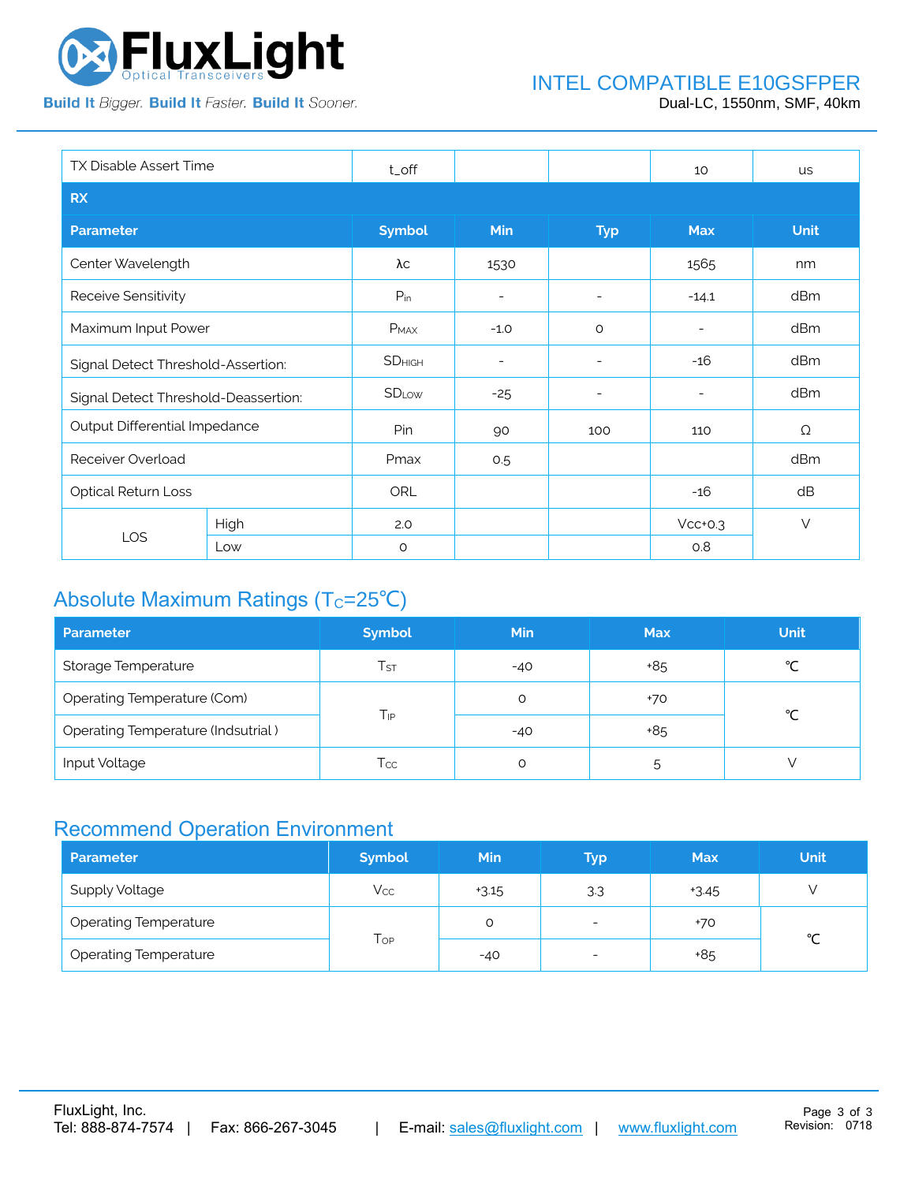| | | | | | |
|---|---|---|---|---|---|
| TX Disable Assert Time | t_off | | | 10 | us |
| **RX** | | | | | |
| **Parameter** | **Symbol** | **Min** | **Typ** | **Max** | **Unit** |
| Center Wavelength | λc | 1530 | | 1565 | nm |
| Receive Sensitivity | $P_{in}$ | - | - | -14.1 | dBm |
| Maximum Input Power | $P_{MAX}$ | -1.0 | 0 | - | dBm |
| Signal Detect Threshold-Assertion: | $SD_{HIGH}$ | - | - | -16 | dBm |
| Signal Detect Threshold-Deassertion: | $SD_{LOW}$ | -25 | - | - | dBm |
| Output Differential Impedance | Pin | 90 | 100 | 110 | Ω |
| Receiver Overload | Pmax | 0.5 | | | dBm |
| Optical Return Loss | ORL | | | -16 | dB |
| LOS High | 2.0 | | | Vcc+0.3 | V |
| LOS Low | 0 | | | 0.8 | |

## Absolute Maximum Ratings ($T_C$=25℃)

| Parameter | Symbol | Min | Max | Unit |
|---|---|---|---|---|
| Storage Temperature | $T_{ST}$ | -40 | +85 | ℃ |
| Operating Temperature (Com) | $T_{IP}$ | 0 | +70 | ℃ |
| Operating Temperature (Indsutrial ) | | -40 | +85 | |
| Input Voltage | $T_{CC}$ | 0 | 5 | V |

## Recommend Operation Environment

| Parameter | Symbol | Min | Typ | Max | Unit |
|---|---|---|---|---|---|
| Supply Voltage | $V_{CC}$ | +3.15 | 3.3 | +3.45 | V |
| Operating Temperature | $T_{OP}$ | 0 | - | +70 | ℃ |
| Operating Temperature | | -40 | - | +85 | |

FluxLight, Inc.
Tel: 888-874-7574 | Fax: 866-267-3045 | E-mail: sales@fluxlight.com | www.fluxlight.com

Revision: 0718